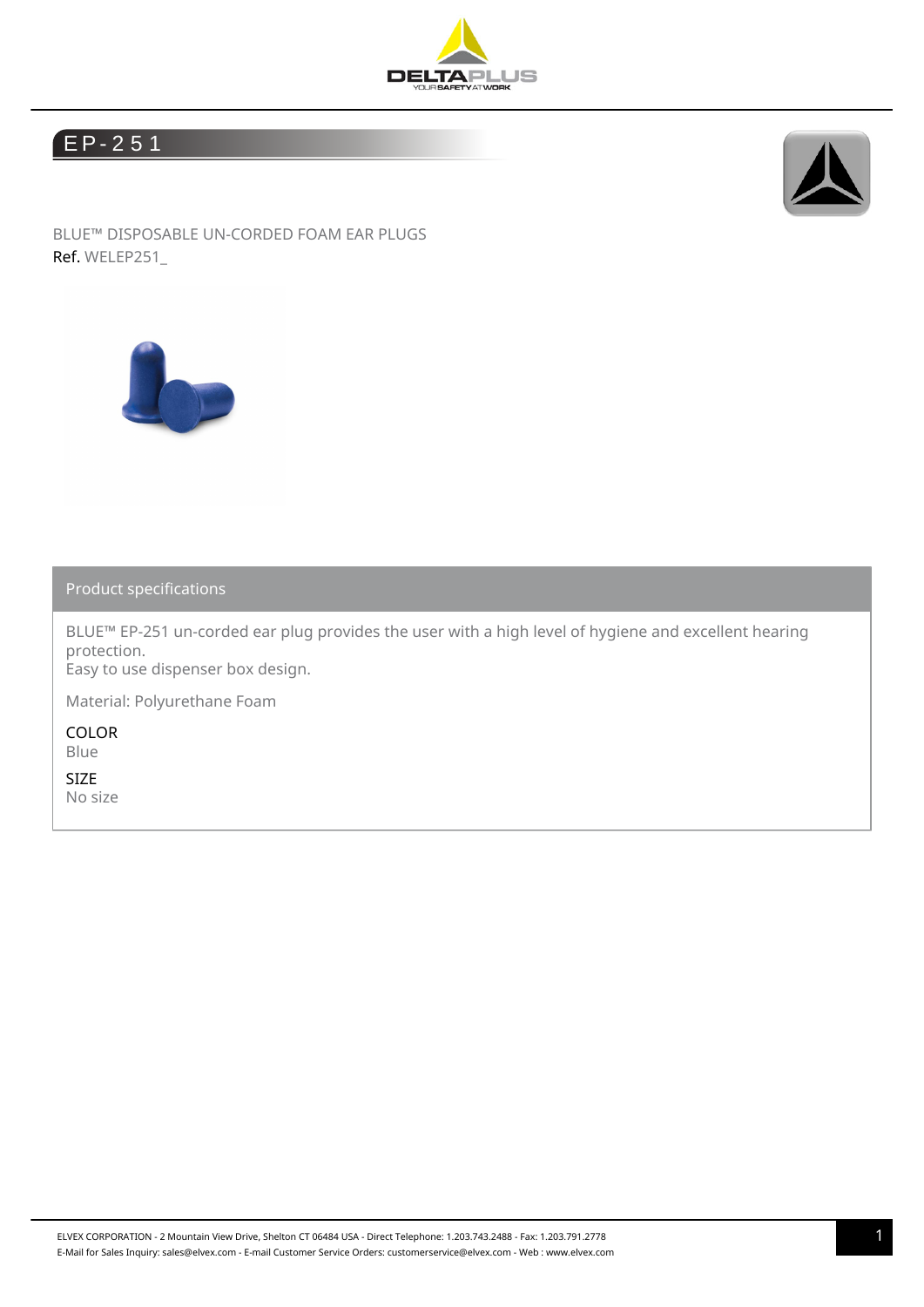# EP-251

BLUE™ DISPOSABLE UN-CORDED FOAM EAR PLUGS

Ref. WELEP251_

## Product specifications

BLUE™ EP-251 un-corded ear plug provides the user with a high level of hygiene and excellent hearing protection.
Easy to use dispenser box design.

Material: Polyurethane Foam

COLOR

Blue

SIZE

No size

ELVEX CORPORATION - 2 Mountain View Drive, Shelton CT 06484 USA - Direct Telephone: 1.203.743.2488 - Fax: 1.203.791.2778
E-Mail for Sales Inquiry: sales@elvex.com - E-mail Customer Service Orders: customerservice@elvex.com - Web : www.elvex.com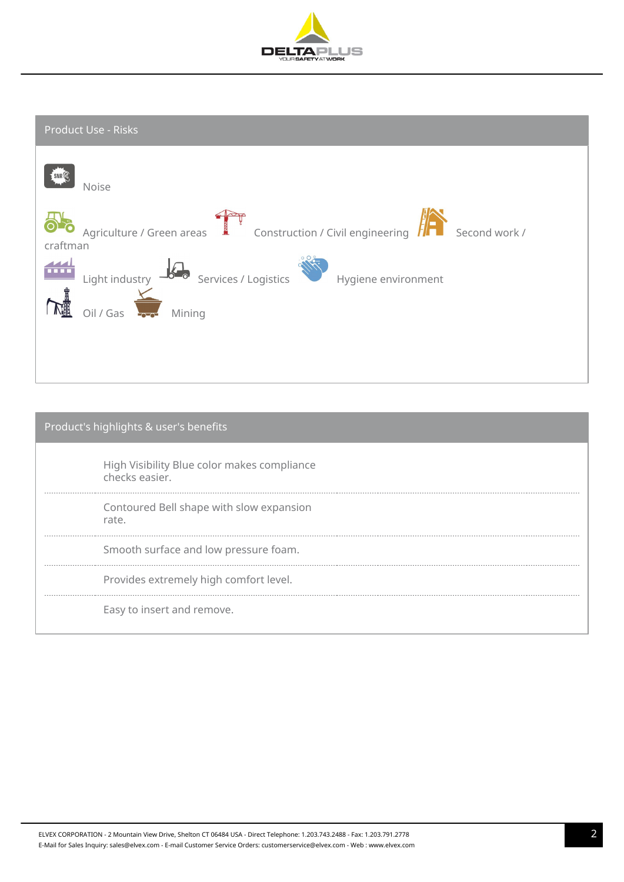## Product Use - Risks

Noise

Agriculture / Green areas Construction / Civil engineering Second work / craftman

Light industry Services / Logistics Hygiene environment

Oil / Gas Mining

## Product's highlights & user's benefits

High Visibility Blue color makes compliance checks easier.

---

Contoured Bell shape with slow expansion rate.

---

Smooth surface and low pressure foam.

---

Provides extremely high comfort level.

---

Easy to insert and remove.

ELVEX CORPORATION - 2 Mountain View Drive, Shelton CT 06484 USA - Direct Telephone: 1.203.743.2488 - Fax: 1.203.791.2778
E-Mail for Sales Inquiry: sales@elvex.com - E-mail Customer Service Orders: customerservice@elvex.com - Web : www.elvex.com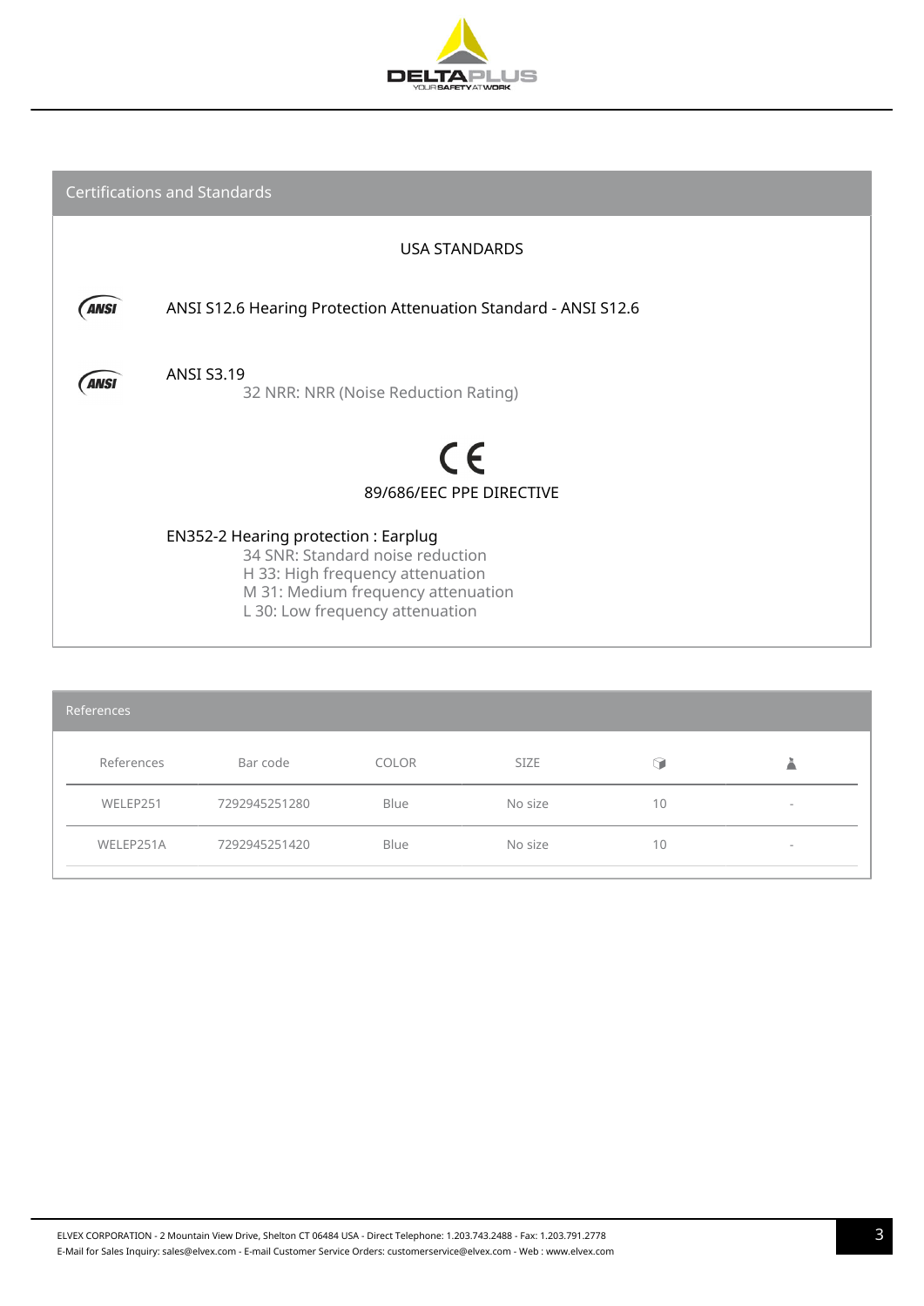## Certifications and Standards

### USA STANDARDS

ANSI S12.6 Hearing Protection Attenuation Standard - ANSI S12.6

ANSI S3.19
32 NRR: NRR (Noise Reduction Rating)

CE

89/686/EEC PPE DIRECTIVE

EN352-2 Hearing protection : Earplug
34 SNR: Standard noise reduction
H 33: High frequency attenuation
M 31: Medium frequency attenuation
L 30: Low frequency attenuation

## References

| References | Bar code | COLOR | SIZE | | |
|---|---|---|---|---|---|
| WELEP251 | 7292945251280 | Blue | No size | 10 | - |
| WELEP251A | 7292945251420 | Blue | No size | 10 | - |

ELVEX CORPORATION - 2 Mountain View Drive, Shelton CT 06484 USA - Direct Telephone: 1.203.743.2488 - Fax: 1.203.791.2778
E-Mail for Sales Inquiry: sales@elvex.com - E-mail Customer Service Orders: customerservice@elvex.com - Web : www.elvex.com